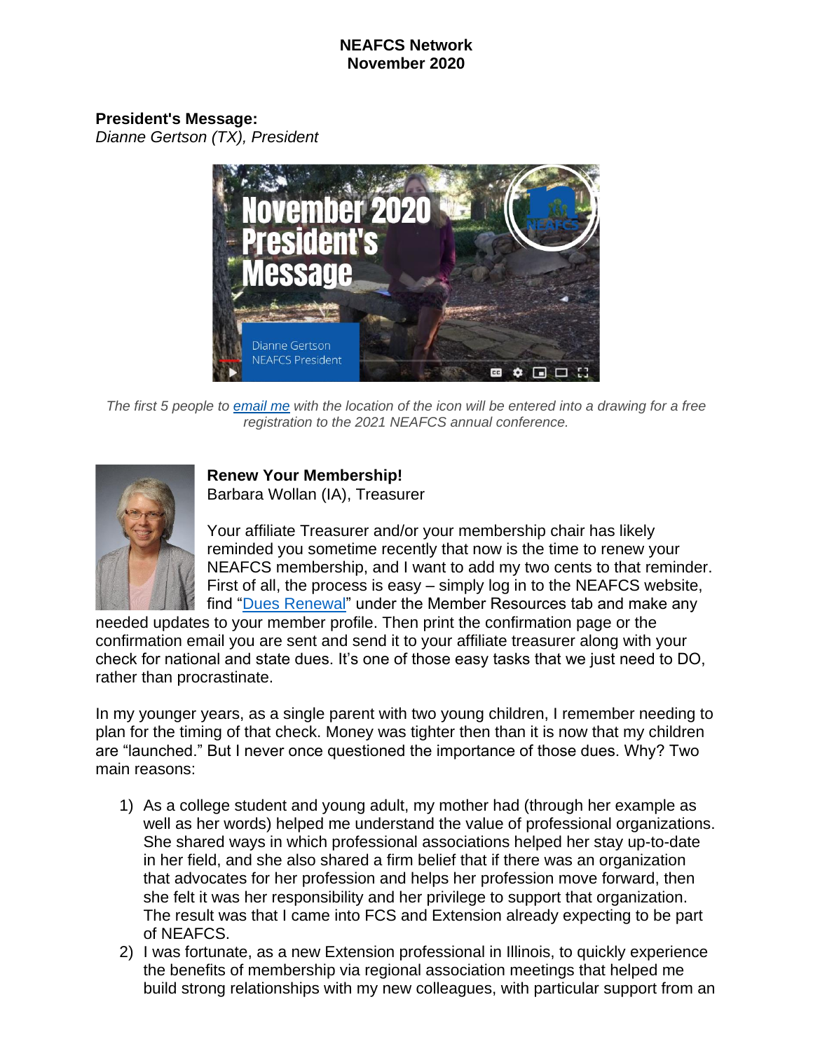**NEAFCS Network**
**November 2020**

**President's Message:**
*Dianne Gertson (TX), President*

*The first 5 people to [email me](#) with the location of the icon will be entered into a drawing for a free registration to the 2021 NEAFCS annual conference.*

**Renew Your Membership!**
Barbara Wollan (IA), Treasurer

Your affiliate Treasurer and/or your membership chair has likely reminded you sometime recently that now is the time to renew your NEAFCS membership, and I want to add my two cents to that reminder. First of all, the process is easy – simply log in to the NEAFCS website, find "[Dues Renewal](#)" under the Member Resources tab and make any needed updates to your member profile. Then print the confirmation page or the confirmation email you are sent and send it to your affiliate treasurer along with your check for national and state dues. It's one of those easy tasks that we just need to DO, rather than procrastinate.

In my younger years, as a single parent with two young children, I remember needing to plan for the timing of that check. Money was tighter then than it is now that my children are "launched." But I never once questioned the importance of those dues. Why? Two main reasons:

1) As a college student and young adult, my mother had (through her example as well as her words) helped me understand the value of professional organizations. She shared ways in which professional associations helped her stay up-to-date in her field, and she also shared a firm belief that if there was an organization that advocates for her profession and helps her profession move forward, then she felt it was her responsibility and her privilege to support that organization. The result was that I came into FCS and Extension already expecting to be part of NEAFCS.
2) I was fortunate, as a new Extension professional in Illinois, to quickly experience the benefits of membership via regional association meetings that helped me build strong relationships with my new colleagues, with particular support from an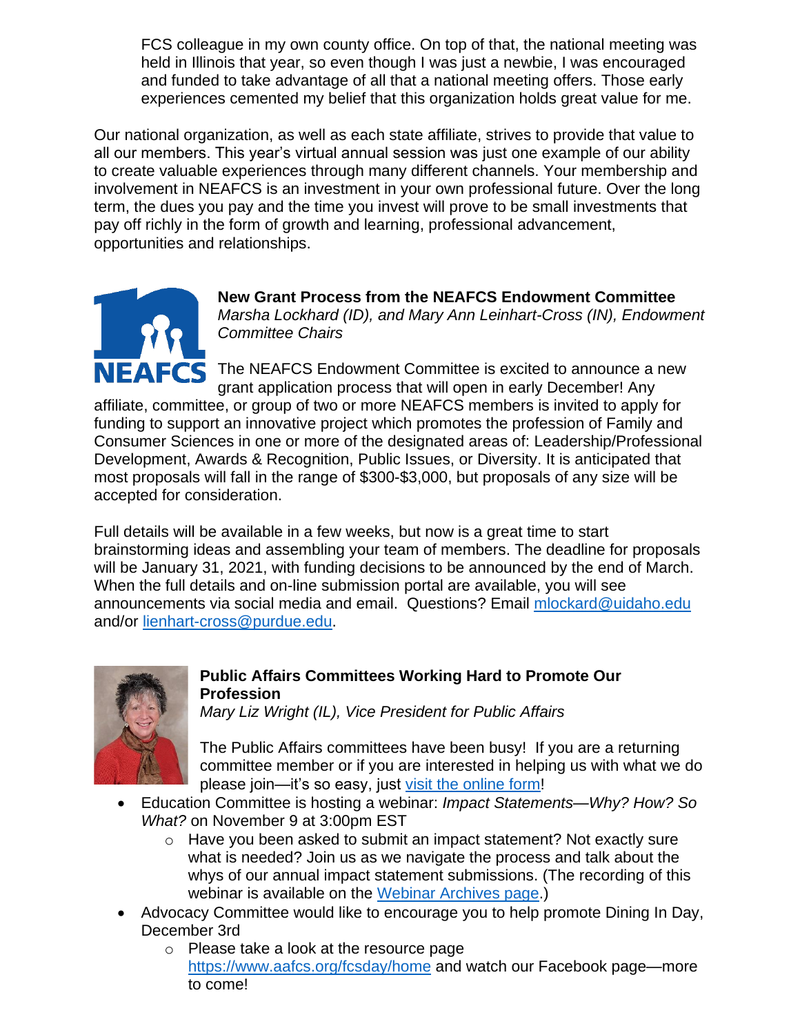FCS colleague in my own county office. On top of that, the national meeting was held in Illinois that year, so even though I was just a newbie, I was encouraged and funded to take advantage of all that a national meeting offers. Those early experiences cemented my belief that this organization holds great value for me.

Our national organization, as well as each state affiliate, strives to provide that value to all our members. This year's virtual annual session was just one example of our ability to create valuable experiences through many different channels. Your membership and involvement in NEAFCS is an investment in your own professional future. Over the long term, the dues you pay and the time you invest will prove to be small investments that pay off richly in the form of growth and learning, professional advancement, opportunities and relationships.

**New Grant Process from the NEAFCS Endowment Committee**
*Marsha Lockhard (ID), and Mary Ann Leinhart-Cross (IN), Endowment Committee Chairs*

The NEAFCS Endowment Committee is excited to announce a new grant application process that will open in early December! Any affiliate, committee, or group of two or more NEAFCS members is invited to apply for funding to support an innovative project which promotes the profession of Family and Consumer Sciences in one or more of the designated areas of: Leadership/Professional Development, Awards & Recognition, Public Issues, or Diversity. It is anticipated that most proposals will fall in the range of $300-$3,000, but proposals of any size will be accepted for consideration.

Full details will be available in a few weeks, but now is a great time to start brainstorming ideas and assembling your team of members. The deadline for proposals will be January 31, 2021, with funding decisions to be announced by the end of March. When the full details and on-line submission portal are available, you will see announcements via social media and email. Questions? Email mlockard@uidaho.edu and/or lienhart-cross@purdue.edu.

**Public Affairs Committees Working Hard to Promote Our Profession**
*Mary Liz Wright (IL), Vice President for Public Affairs*

The Public Affairs committees have been busy! If you are a returning committee member or if you are interested in helping us with what we do please join—it's so easy, just visit the online form!

- Education Committee is hosting a webinar: *Impact Statements—Why? How? So What?* on November 9 at 3:00pm EST
  - Have you been asked to submit an impact statement? Not exactly sure what is needed? Join us as we navigate the process and talk about the whys of our annual impact statement submissions. (The recording of this webinar is available on the Webinar Archives page.)
- Advocacy Committee would like to encourage you to help promote Dining In Day, December 3rd
  - Please take a look at the resource page https://www.aafcs.org/fcsday/home and watch our Facebook page—more to come!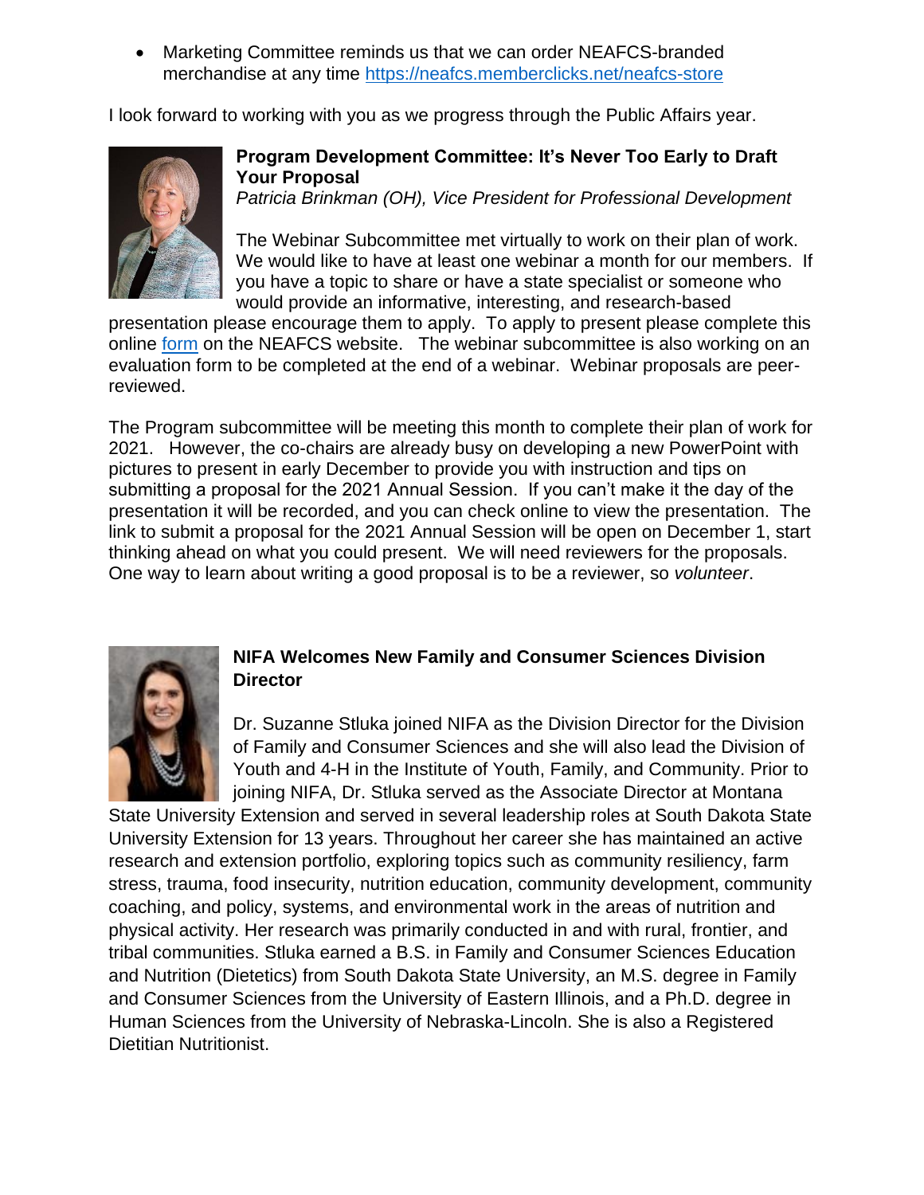- Marketing Committee reminds us that we can order NEAFCS-branded merchandise at any time https://neafcs.memberclicks.net/neafcs-store

I look forward to working with you as we progress through the Public Affairs year.

**Program Development Committee: It's Never Too Early to Draft Your Proposal**

*Patricia Brinkman (OH), Vice President for Professional Development*

The Webinar Subcommittee met virtually to work on their plan of work. We would like to have at least one webinar a month for our members. If you have a topic to share or have a state specialist or someone who would provide an informative, interesting, and research-based presentation please encourage them to apply. To apply to present please complete this online form on the NEAFCS website. The webinar subcommittee is also working on an evaluation form to be completed at the end of a webinar. Webinar proposals are peer-reviewed.

The Program subcommittee will be meeting this month to complete their plan of work for 2021. However, the co-chairs are already busy on developing a new PowerPoint with pictures to present in early December to provide you with instruction and tips on submitting a proposal for the 2021 Annual Session. If you can't make it the day of the presentation it will be recorded, and you can check online to view the presentation. The link to submit a proposal for the 2021 Annual Session will be open on December 1, start thinking ahead on what you could present. We will need reviewers for the proposals. One way to learn about writing a good proposal is to be a reviewer, so *volunteer*.

**NIFA Welcomes New Family and Consumer Sciences Division Director**

Dr. Suzanne Stluka joined NIFA as the Division Director for the Division of Family and Consumer Sciences and she will also lead the Division of Youth and 4-H in the Institute of Youth, Family, and Community. Prior to joining NIFA, Dr. Stluka served as the Associate Director at Montana State University Extension and served in several leadership roles at South Dakota State University Extension for 13 years. Throughout her career she has maintained an active research and extension portfolio, exploring topics such as community resiliency, farm stress, trauma, food insecurity, nutrition education, community development, community coaching, and policy, systems, and environmental work in the areas of nutrition and physical activity. Her research was primarily conducted in and with rural, frontier, and tribal communities. Stluka earned a B.S. in Family and Consumer Sciences Education and Nutrition (Dietetics) from South Dakota State University, an M.S. degree in Family and Consumer Sciences from the University of Eastern Illinois, and a Ph.D. degree in Human Sciences from the University of Nebraska-Lincoln. She is also a Registered Dietitian Nutritionist.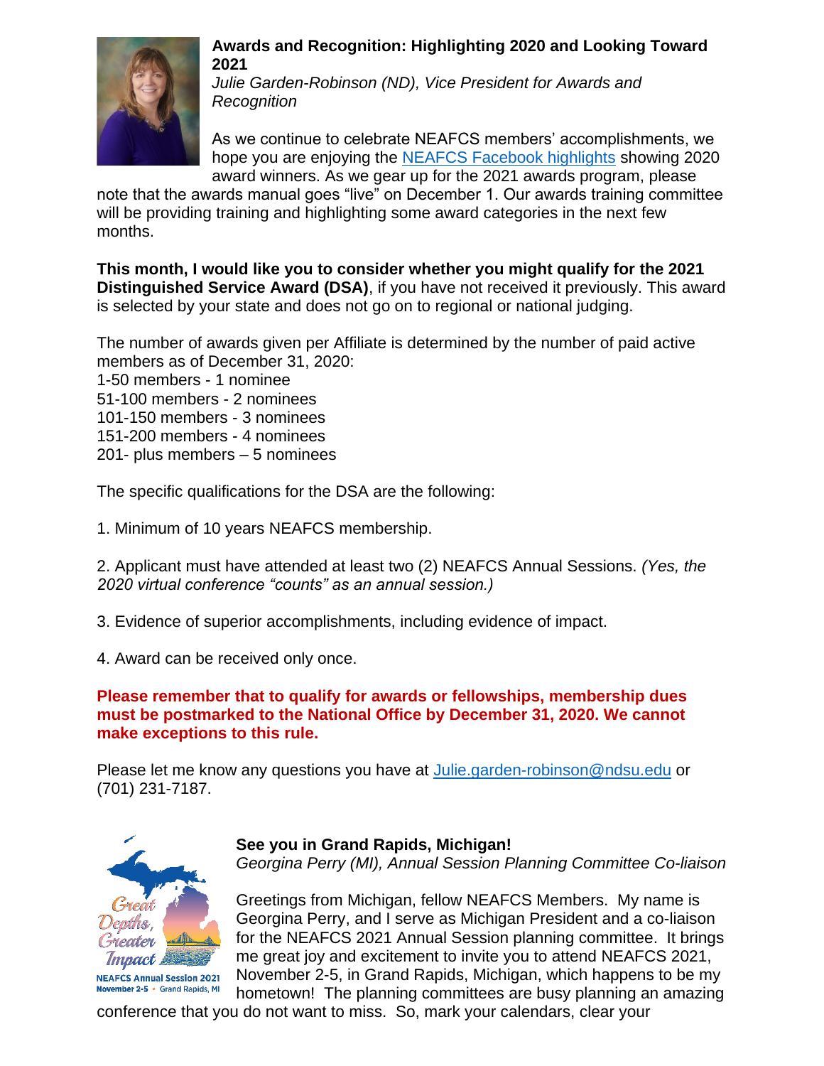**Awards and Recognition: Highlighting 2020 and Looking Toward 2021**

*Julie Garden-Robinson (ND), Vice President for Awards and Recognition*

As we continue to celebrate NEAFCS members' accomplishments, we hope you are enjoying the NEAFCS Facebook highlights showing 2020 award winners. As we gear up for the 2021 awards program, please note that the awards manual goes "live" on December 1. Our awards training committee will be providing training and highlighting some award categories in the next few months.

**This month, I would like you to consider whether you might qualify for the 2021 Distinguished Service Award (DSA)**, if you have not received it previously. This award is selected by your state and does not go on to regional or national judging.

The number of awards given per Affiliate is determined by the number of paid active members as of December 31, 2020:
1-50 members - 1 nominee
51-100 members - 2 nominees
101-150 members - 3 nominees
151-200 members - 4 nominees
201- plus members – 5 nominees

The specific qualifications for the DSA are the following:

1. Minimum of 10 years NEAFCS membership.

2. Applicant must have attended at least two (2) NEAFCS Annual Sessions. *(Yes, the 2020 virtual conference "counts" as an annual session.)*

3. Evidence of superior accomplishments, including evidence of impact.

4. Award can be received only once.

**Please remember that to qualify for awards or fellowships, membership dues must be postmarked to the National Office by December 31, 2020. We cannot make exceptions to this rule.**

Please let me know any questions you have at Julie.garden-robinson@ndsu.edu or (701) 231-7187.

**See you in Grand Rapids, Michigan!**

*Georgina Perry (MI), Annual Session Planning Committee Co-liaison*

Greetings from Michigan, fellow NEAFCS Members. My name is Georgina Perry, and I serve as Michigan President and a co-liaison for the NEAFCS 2021 Annual Session planning committee. It brings me great joy and excitement to invite you to attend NEAFCS 2021, November 2-5, in Grand Rapids, Michigan, which happens to be my hometown! The planning committees are busy planning an amazing conference that you do not want to miss. So, mark your calendars, clear your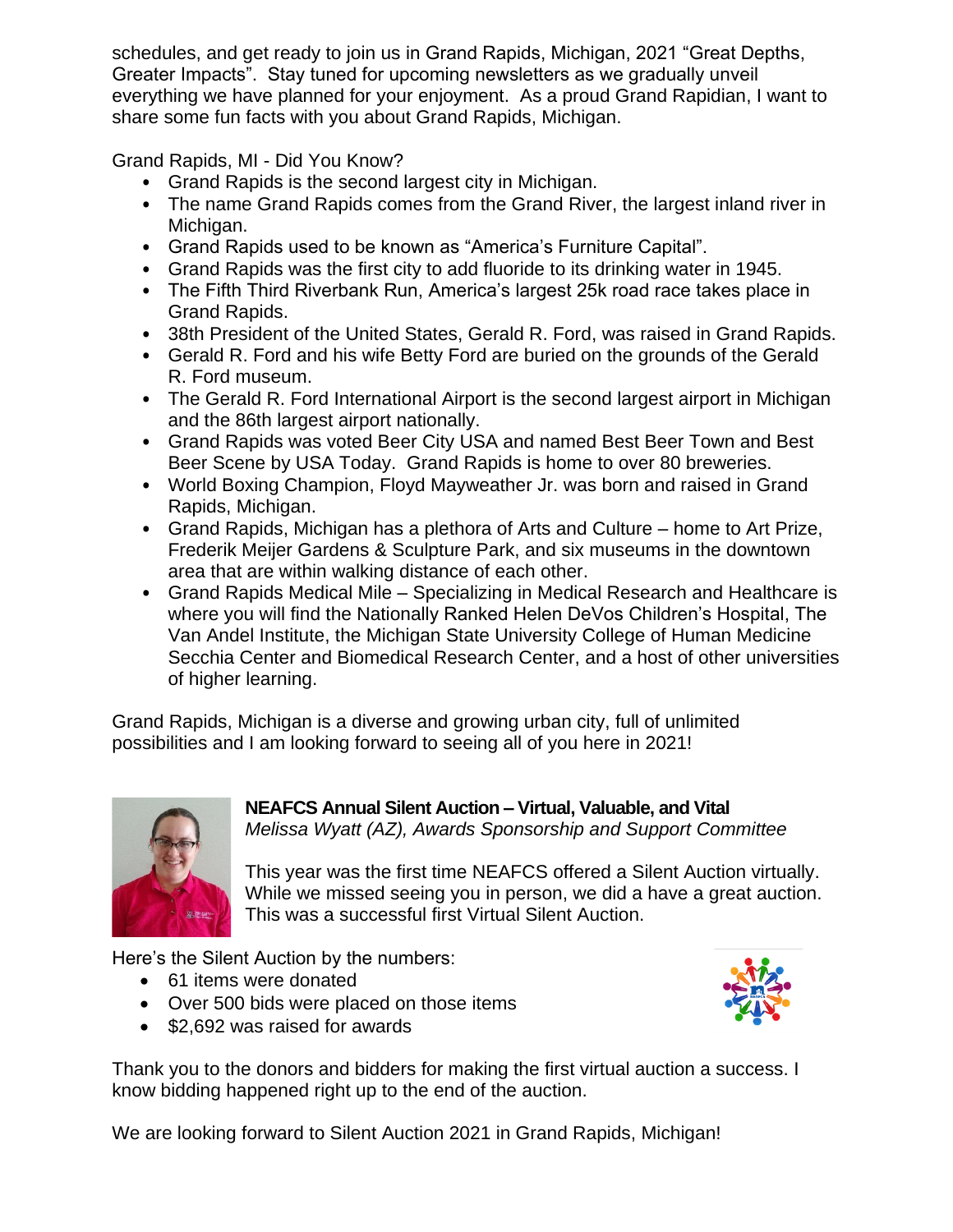schedules, and get ready to join us in Grand Rapids, Michigan, 2021 "Great Depths, Greater Impacts". Stay tuned for upcoming newsletters as we gradually unveil everything we have planned for your enjoyment. As a proud Grand Rapidian, I want to share some fun facts with you about Grand Rapids, Michigan.

Grand Rapids, MI - Did You Know?

- Grand Rapids is the second largest city in Michigan.
- The name Grand Rapids comes from the Grand River, the largest inland river in Michigan.
- Grand Rapids used to be known as "America's Furniture Capital".
- Grand Rapids was the first city to add fluoride to its drinking water in 1945.
- The Fifth Third Riverbank Run, America's largest 25k road race takes place in Grand Rapids.
- 38th President of the United States, Gerald R. Ford, was raised in Grand Rapids.
- Gerald R. Ford and his wife Betty Ford are buried on the grounds of the Gerald R. Ford museum.
- The Gerald R. Ford International Airport is the second largest airport in Michigan and the 86th largest airport nationally.
- Grand Rapids was voted Beer City USA and named Best Beer Town and Best Beer Scene by USA Today. Grand Rapids is home to over 80 breweries.
- World Boxing Champion, Floyd Mayweather Jr. was born and raised in Grand Rapids, Michigan.
- Grand Rapids, Michigan has a plethora of Arts and Culture – home to Art Prize, Frederik Meijer Gardens & Sculpture Park, and six museums in the downtown area that are within walking distance of each other.
- Grand Rapids Medical Mile – Specializing in Medical Research and Healthcare is where you will find the Nationally Ranked Helen DeVos Children's Hospital, The Van Andel Institute, the Michigan State University College of Human Medicine Secchia Center and Biomedical Research Center, and a host of other universities of higher learning.

Grand Rapids, Michigan is a diverse and growing urban city, full of unlimited possibilities and I am looking forward to seeing all of you here in 2021!

### NEAFCS Annual Silent Auction – Virtual, Valuable, and Vital

*Melissa Wyatt (AZ), Awards Sponsorship and Support Committee*

This year was the first time NEAFCS offered a Silent Auction virtually. While we missed seeing you in person, we did a have a great auction. This was a successful first Virtual Silent Auction.

Here's the Silent Auction by the numbers:

- 61 items were donated
- Over 500 bids were placed on those items
- $2,692 was raised for awards

Thank you to the donors and bidders for making the first virtual auction a success. I know bidding happened right up to the end of the auction.

We are looking forward to Silent Auction 2021 in Grand Rapids, Michigan!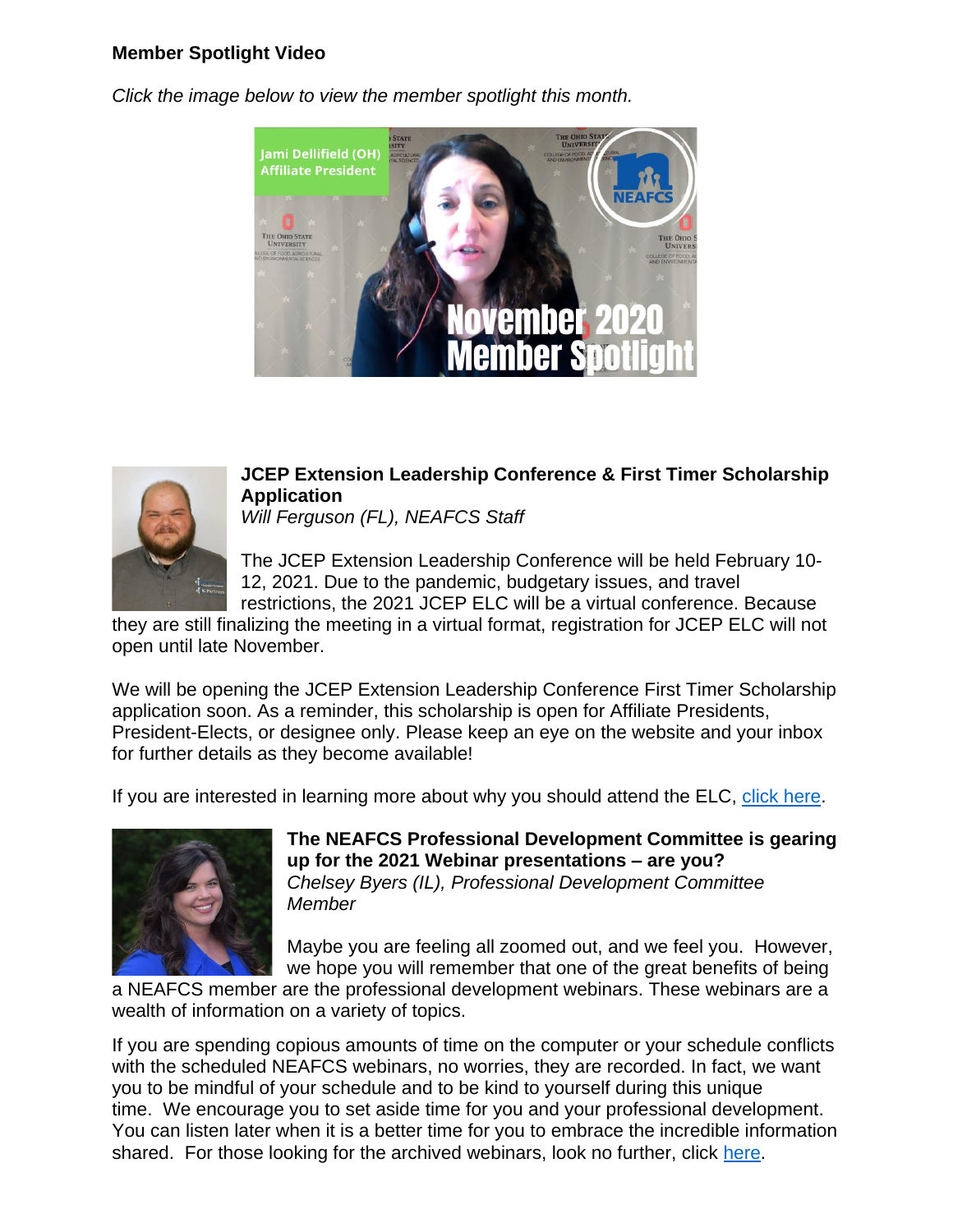**Member Spotlight Video**

*Click the image below to view the member spotlight this month.*

**JCEP Extension Leadership Conference & First Timer Scholarship Application**
*Will Ferguson (FL), NEAFCS Staff*

The JCEP Extension Leadership Conference will be held February 10-12, 2021. Due to the pandemic, budgetary issues, and travel restrictions, the 2021 JCEP ELC will be a virtual conference. Because they are still finalizing the meeting in a virtual format, registration for JCEP ELC will not open until late November.

We will be opening the JCEP Extension Leadership Conference First Timer Scholarship application soon. As a reminder, this scholarship is open for Affiliate Presidents, President-Elects, or designee only. Please keep an eye on the website and your inbox for further details as they become available!

If you are interested in learning more about why you should attend the ELC, click here.

**The NEAFCS Professional Development Committee is gearing up for the 2021 Webinar presentations – are you?**
*Chelsey Byers (IL), Professional Development Committee Member*

Maybe you are feeling all zoomed out, and we feel you. However, we hope you will remember that one of the great benefits of being a NEAFCS member are the professional development webinars. These webinars are a wealth of information on a variety of topics.

If you are spending copious amounts of time on the computer or your schedule conflicts with the scheduled NEAFCS webinars, no worries, they are recorded. In fact, we want you to be mindful of your schedule and to be kind to yourself during this unique time. We encourage you to set aside time for you and your professional development. You can listen later when it is a better time for you to embrace the incredible information shared. For those looking for the archived webinars, look no further, click here.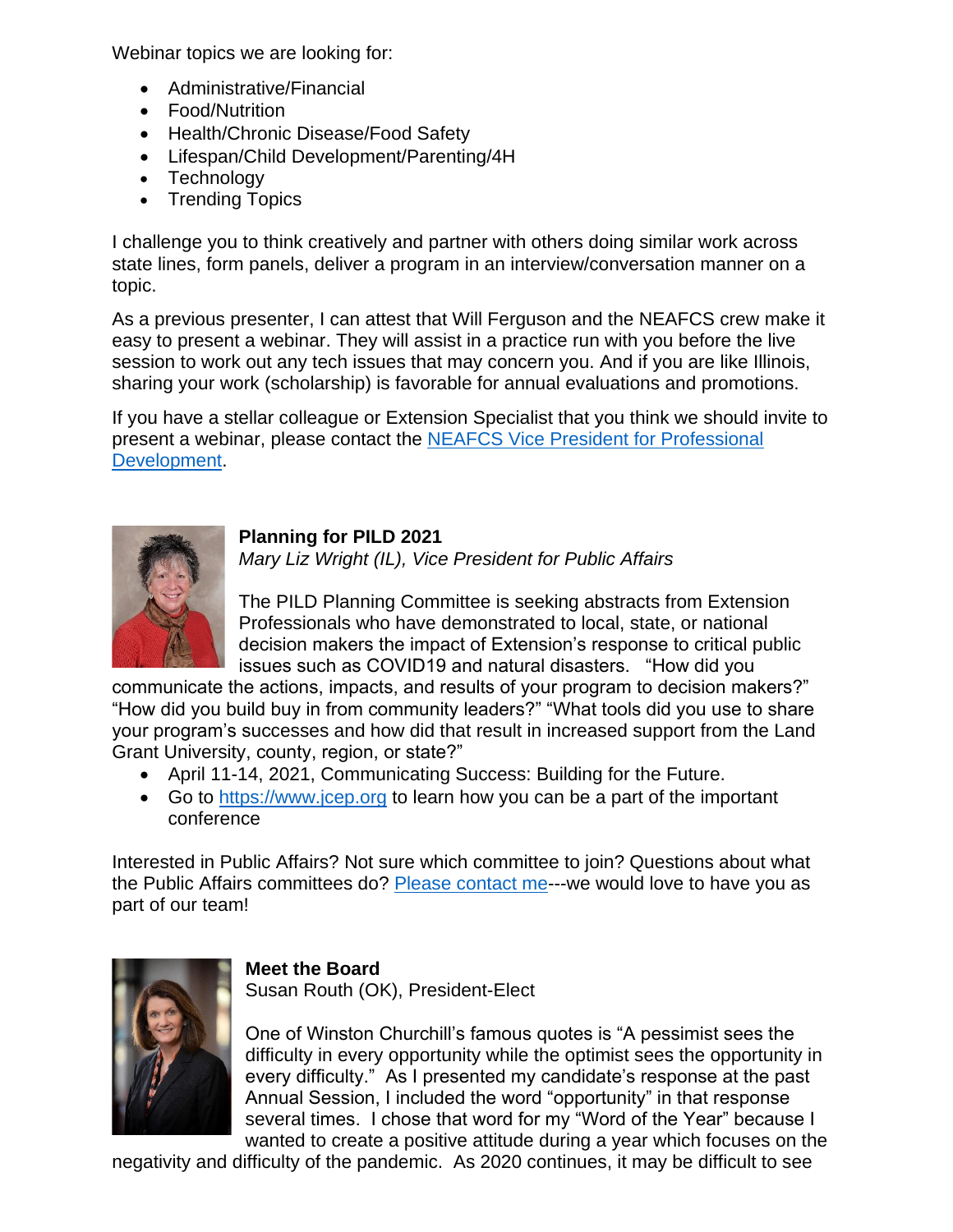Webinar topics we are looking for:

- Administrative/Financial
- Food/Nutrition
- Health/Chronic Disease/Food Safety
- Lifespan/Child Development/Parenting/4H
- Technology
- Trending Topics

I challenge you to think creatively and partner with others doing similar work across state lines, form panels, deliver a program in an interview/conversation manner on a topic.

As a previous presenter, I can attest that Will Ferguson and the NEAFCS crew make it easy to present a webinar. They will assist in a practice run with you before the live session to work out any tech issues that may concern you. And if you are like Illinois, sharing your work (scholarship) is favorable for annual evaluations and promotions.

If you have a stellar colleague or Extension Specialist that you think we should invite to present a webinar, please contact the [NEAFCS Vice President for Professional Development](#).

**Planning for PILD 2021**
*Mary Liz Wright (IL), Vice President for Public Affairs*

The PILD Planning Committee is seeking abstracts from Extension Professionals who have demonstrated to local, state, or national decision makers the impact of Extension's response to critical public issues such as COVID19 and natural disasters. "How did you communicate the actions, impacts, and results of your program to decision makers?" "How did you build buy in from community leaders?" "What tools did you use to share your program's successes and how did that result in increased support from the Land Grant University, county, region, or state?"

- April 11-14, 2021, Communicating Success: Building for the Future.
- Go to [https://www.jcep.org](https://www.jcep.org) to learn how you can be a part of the important conference

Interested in Public Affairs? Not sure which committee to join? Questions about what the Public Affairs committees do? [Please contact me](#)---we would love to have you as part of our team!

**Meet the Board**
Susan Routh (OK), President-Elect

One of Winston Churchill's famous quotes is "A pessimist sees the difficulty in every opportunity while the optimist sees the opportunity in every difficulty." As I presented my candidate's response at the past Annual Session, I included the word "opportunity" in that response several times. I chose that word for my "Word of the Year" because I wanted to create a positive attitude during a year which focuses on the negativity and difficulty of the pandemic. As 2020 continues, it may be difficult to see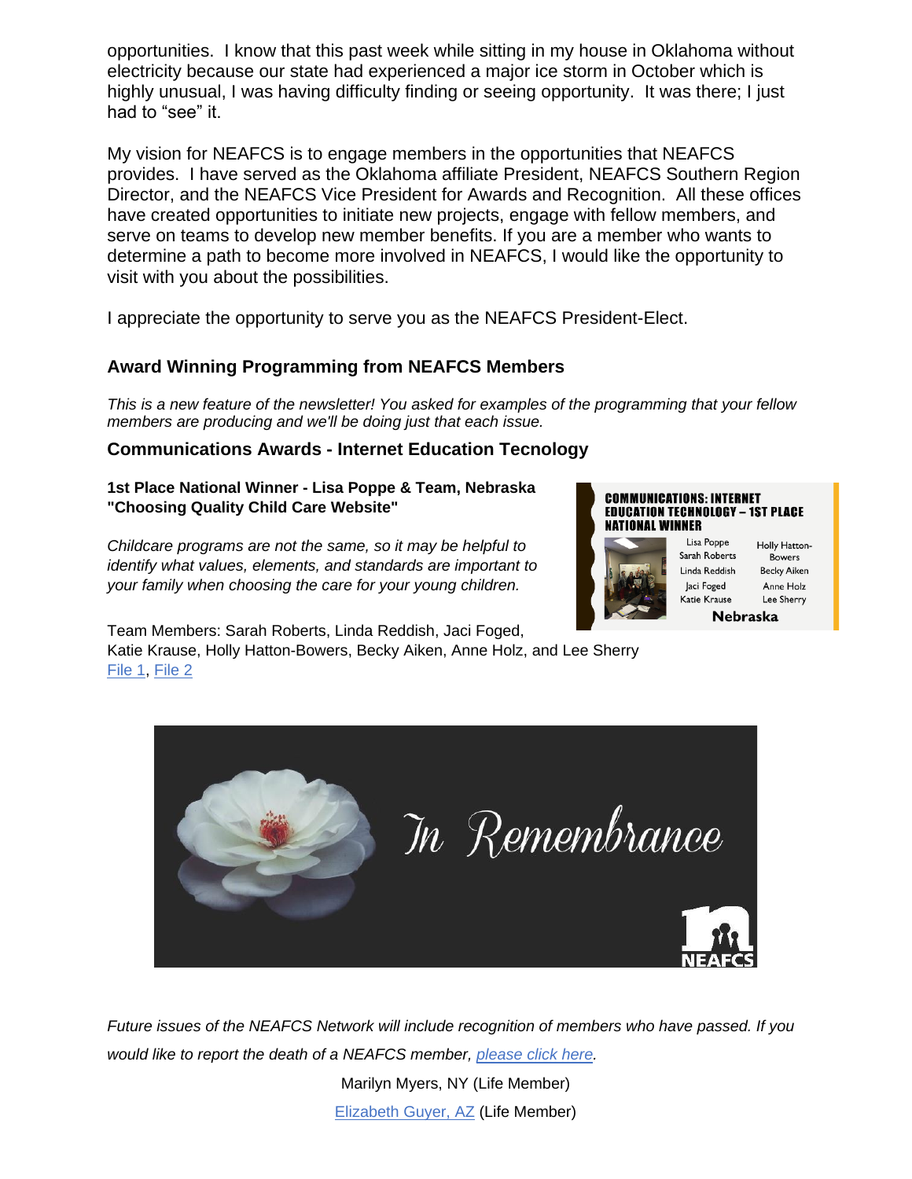opportunities. I know that this past week while sitting in my house in Oklahoma without electricity because our state had experienced a major ice storm in October which is highly unusual, I was having difficulty finding or seeing opportunity. It was there; I just had to "see" it.

My vision for NEAFCS is to engage members in the opportunities that NEAFCS provides. I have served as the Oklahoma affiliate President, NEAFCS Southern Region Director, and the NEAFCS Vice President for Awards and Recognition. All these offices have created opportunities to initiate new projects, engage with fellow members, and serve on teams to develop new member benefits. If you are a member who wants to determine a path to become more involved in NEAFCS, I would like the opportunity to visit with you about the possibilities.

I appreciate the opportunity to serve you as the NEAFCS President-Elect.

## Award Winning Programming from NEAFCS Members

*This is a new feature of the newsletter! You asked for examples of the programming that your fellow members are producing and we'll be doing just that each issue.*

### Communications Awards - Internet Education Tecnology

**1st Place National Winner - Lisa Poppe & Team, Nebraska**
**"Choosing Quality Child Care Website"**

*Childcare programs are not the same, so it may be helpful to identify what values, elements, and standards are important to your family when choosing the care for your young children.*

Team Members: Sarah Roberts, Linda Reddish, Jaci Foged, Katie Krause, Holly Hatton-Bowers, Becky Aiken, Anne Holz, and Lee Sherry
File 1, File 2

*Future issues of the NEAFCS Network will include recognition of members who have passed. If you would like to report the death of a NEAFCS member, please click here.*

Marilyn Myers, NY (Life Member)

Elizabeth Guyer, AZ (Life Member)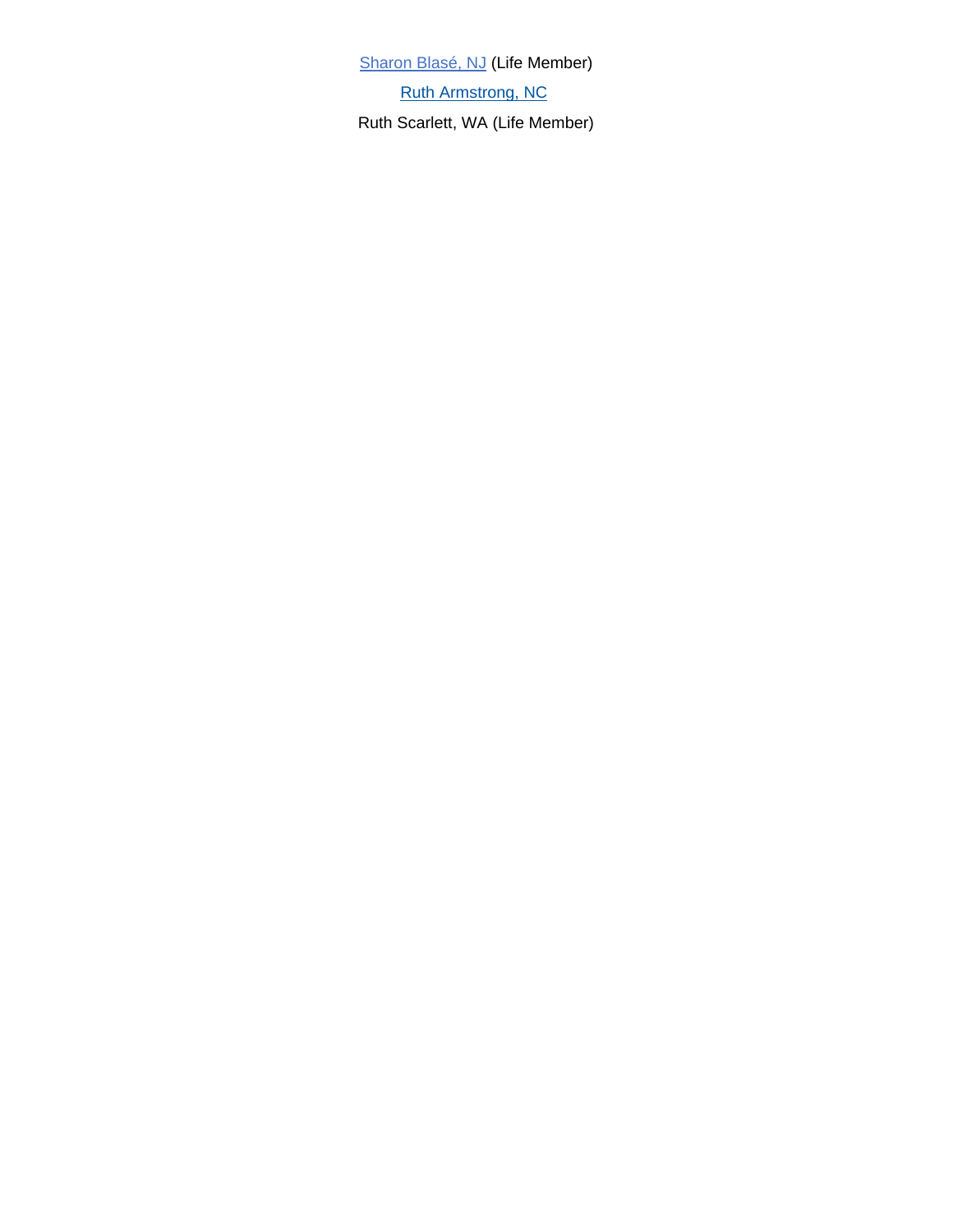Sharon Blasé, NJ (Life Member)

Ruth Armstrong, NC

Ruth Scarlett, WA (Life Member)